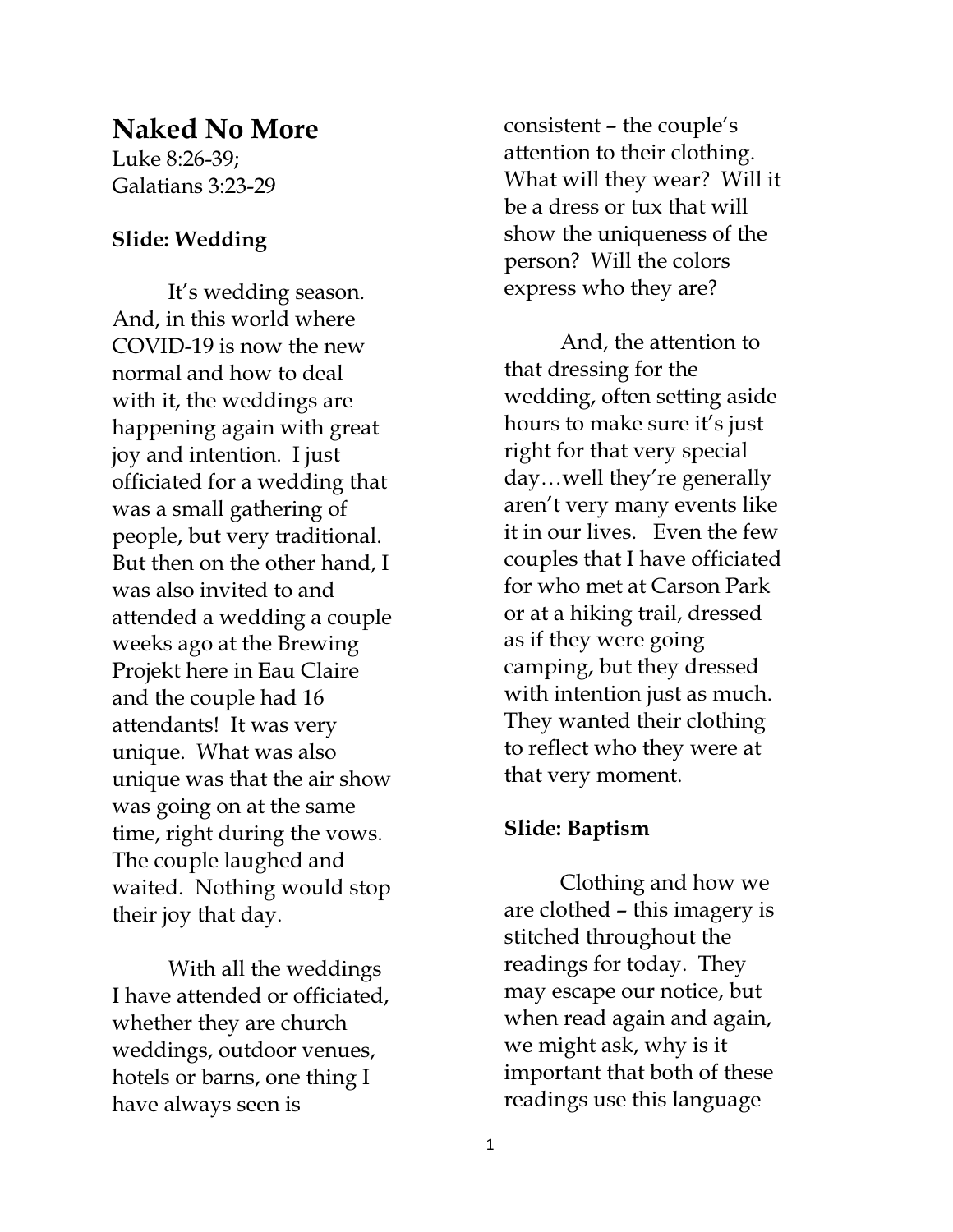# Naked No More

Luke 8:26-39;
Galatians 3:23-29

**Slide: Wedding**

It's wedding season. And, in this world where COVID-19 is now the new normal and how to deal with it, the weddings are happening again with great joy and intention. I just officiated for a wedding that was a small gathering of people, but very traditional. But then on the other hand, I was also invited to and attended a wedding a couple weeks ago at the Brewing Projekt here in Eau Claire and the couple had 16 attendants! It was very unique. What was also unique was that the air show was going on at the same time, right during the vows. The couple laughed and waited. Nothing would stop their joy that day.

With all the weddings I have attended or officiated, whether they are church weddings, outdoor venues, hotels or barns, one thing I have always seen is consistent – the couple's attention to their clothing. What will they wear? Will it be a dress or tux that will show the uniqueness of the person? Will the colors express who they are?

And, the attention to that dressing for the wedding, often setting aside hours to make sure it's just right for that very special day…well they're generally aren't very many events like it in our lives. Even the few couples that I have officiated for who met at Carson Park or at a hiking trail, dressed as if they were going camping, but they dressed with intention just as much. They wanted their clothing to reflect who they were at that very moment.

**Slide: Baptism**

Clothing and how we are clothed – this imagery is stitched throughout the readings for today. They may escape our notice, but when read again and again, we might ask, why is it important that both of these readings use this language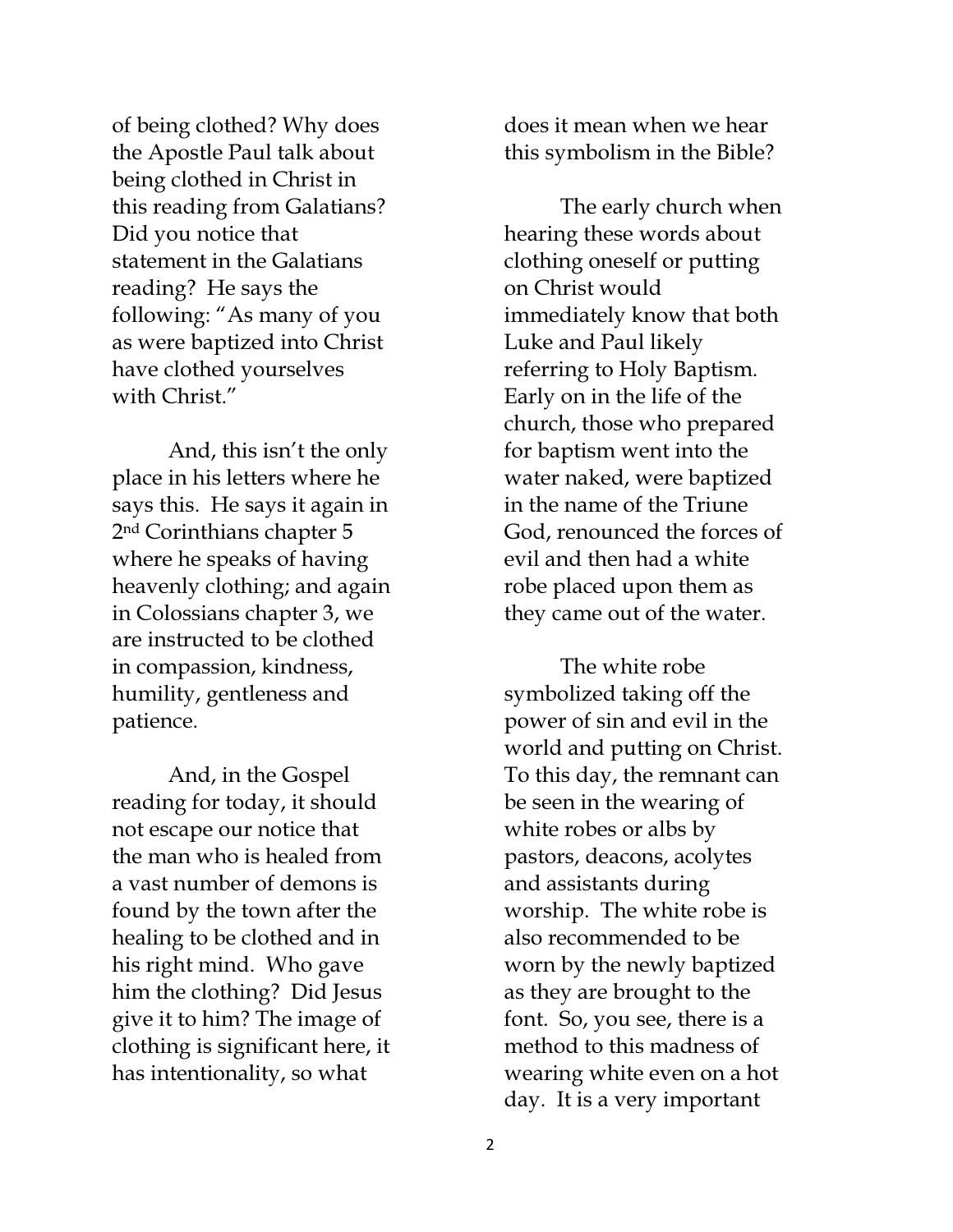of being clothed? Why does the Apostle Paul talk about being clothed in Christ in this reading from Galatians? Did you notice that statement in the Galatians reading? He says the following: "As many of you as were baptized into Christ have clothed yourselves with Christ."

And, this isn't the only place in his letters where he says this. He says it again in 2nd Corinthians chapter 5 where he speaks of having heavenly clothing; and again in Colossians chapter 3, we are instructed to be clothed in compassion, kindness, humility, gentleness and patience.

And, in the Gospel reading for today, it should not escape our notice that the man who is healed from a vast number of demons is found by the town after the healing to be clothed and in his right mind. Who gave him the clothing? Did Jesus give it to him? The image of clothing is significant here, it has intentionality, so what does it mean when we hear this symbolism in the Bible?

The early church when hearing these words about clothing oneself or putting on Christ would immediately know that both Luke and Paul likely referring to Holy Baptism. Early on in the life of the church, those who prepared for baptism went into the water naked, were baptized in the name of the Triune God, renounced the forces of evil and then had a white robe placed upon them as they came out of the water.

The white robe symbolized taking off the power of sin and evil in the world and putting on Christ. To this day, the remnant can be seen in the wearing of white robes or albs by pastors, deacons, acolytes and assistants during worship. The white robe is also recommended to be worn by the newly baptized as they are brought to the font. So, you see, there is a method to this madness of wearing white even on a hot day. It is a very important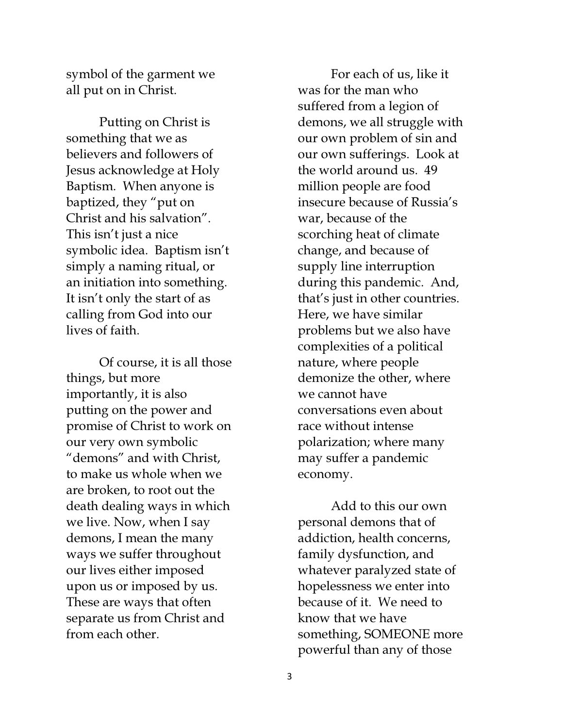symbol of the garment we all put on in Christ.

Putting on Christ is something that we as believers and followers of Jesus acknowledge at Holy Baptism. When anyone is baptized, they "put on Christ and his salvation". This isn't just a nice symbolic idea. Baptism isn't simply a naming ritual, or an initiation into something. It isn't only the start of as calling from God into our lives of faith.

Of course, it is all those things, but more importantly, it is also putting on the power and promise of Christ to work on our very own symbolic "demons" and with Christ, to make us whole when we are broken, to root out the death dealing ways in which we live. Now, when I say demons, I mean the many ways we suffer throughout our lives either imposed upon us or imposed by us. These are ways that often separate us from Christ and from each other.

For each of us, like it was for the man who suffered from a legion of demons, we all struggle with our own problem of sin and our own sufferings. Look at the world around us. 49 million people are food insecure because of Russia's war, because of the scorching heat of climate change, and because of supply line interruption during this pandemic. And, that's just in other countries. Here, we have similar problems but we also have complexities of a political nature, where people demonize the other, where we cannot have conversations even about race without intense polarization; where many may suffer a pandemic economy.

Add to this our own personal demons that of addiction, health concerns, family dysfunction, and whatever paralyzed state of hopelessness we enter into because of it. We need to know that we have something, SOMEONE more powerful than any of those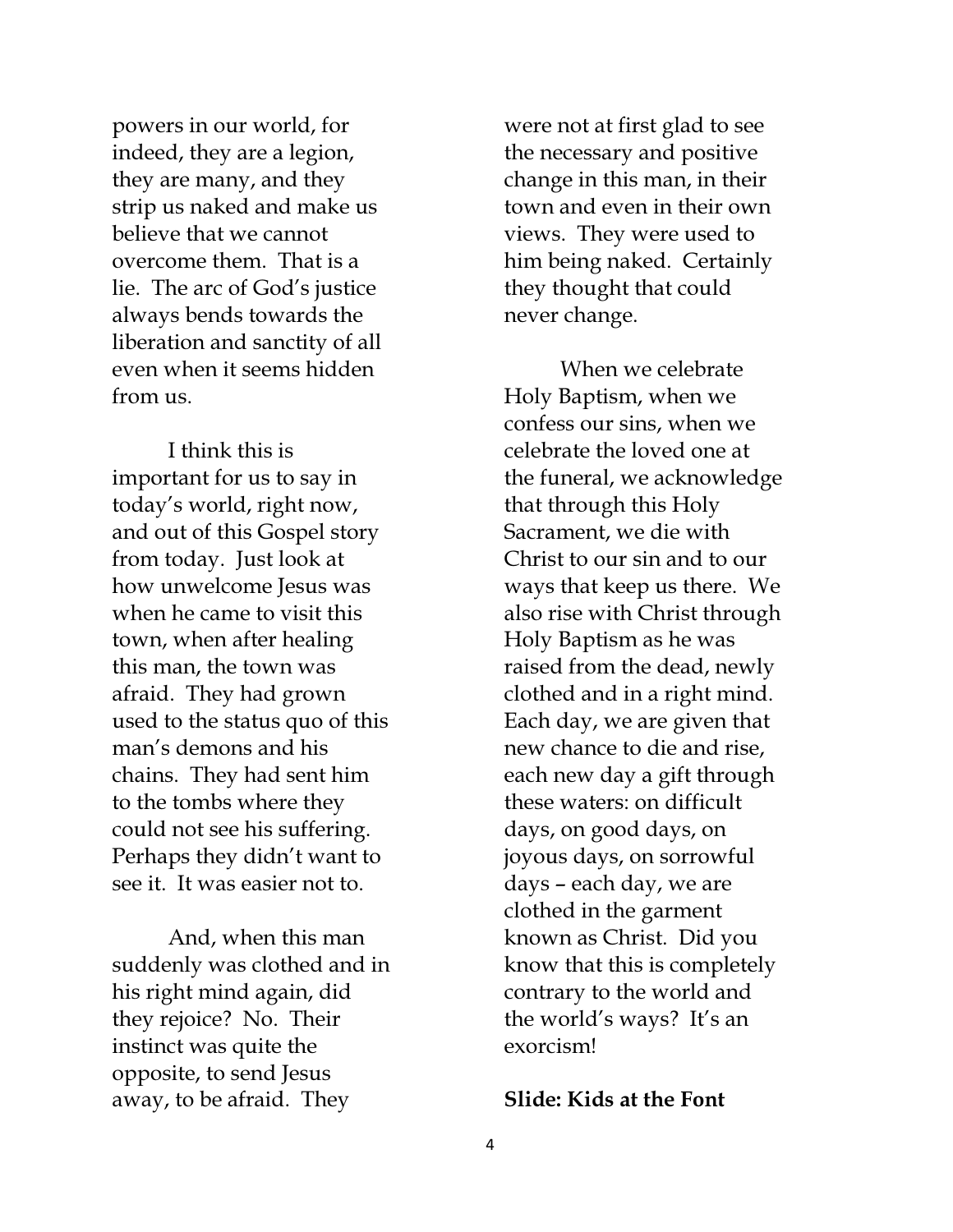powers in our world, for indeed, they are a legion, they are many, and they strip us naked and make us believe that we cannot overcome them. That is a lie. The arc of God's justice always bends towards the liberation and sanctity of all even when it seems hidden from us.

I think this is important for us to say in today's world, right now, and out of this Gospel story from today. Just look at how unwelcome Jesus was when he came to visit this town, when after healing this man, the town was afraid. They had grown used to the status quo of this man's demons and his chains. They had sent him to the tombs where they could not see his suffering. Perhaps they didn't want to see it. It was easier not to.

And, when this man suddenly was clothed and in his right mind again, did they rejoice? No. Their instinct was quite the opposite, to send Jesus away, to be afraid. They were not at first glad to see the necessary and positive change in this man, in their town and even in their own views. They were used to him being naked. Certainly they thought that could never change.

When we celebrate Holy Baptism, when we confess our sins, when we celebrate the loved one at the funeral, we acknowledge that through this Holy Sacrament, we die with Christ to our sin and to our ways that keep us there. We also rise with Christ through Holy Baptism as he was raised from the dead, newly clothed and in a right mind. Each day, we are given that new chance to die and rise, each new day a gift through these waters: on difficult days, on good days, on joyous days, on sorrowful days – each day, we are clothed in the garment known as Christ. Did you know that this is completely contrary to the world and the world's ways? It's an exorcism!

**Slide: Kids at the Font**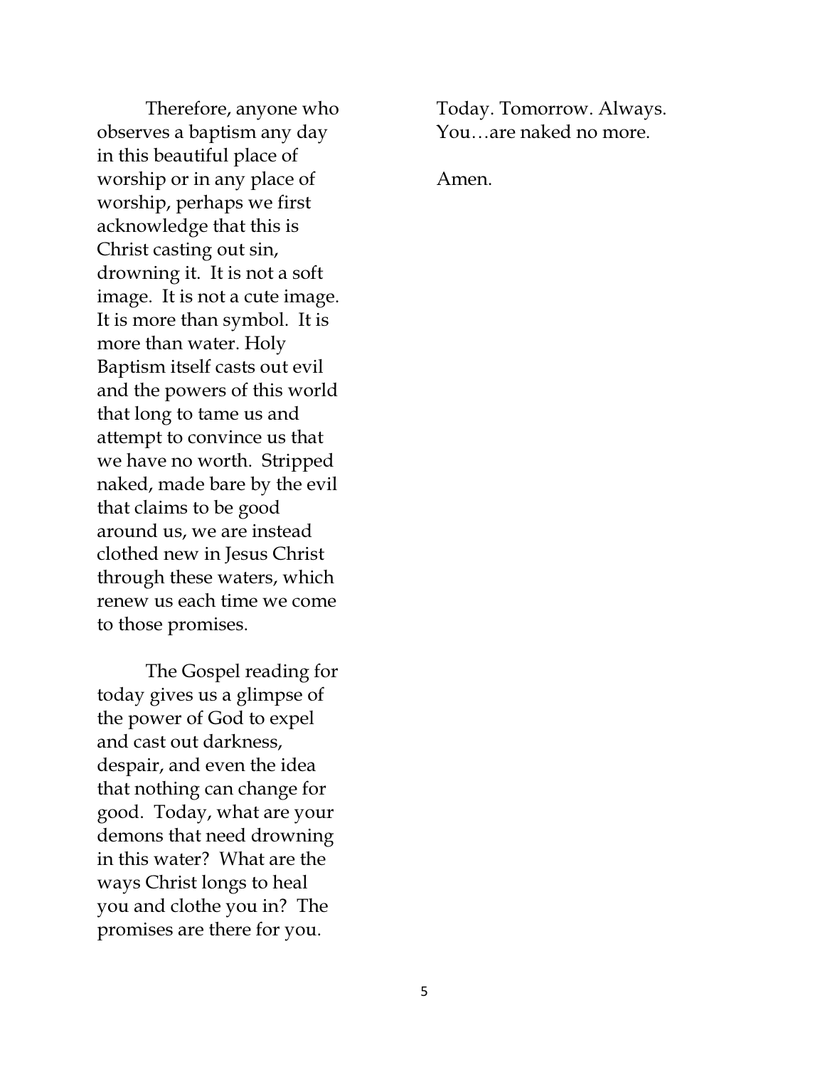Therefore, anyone who observes a baptism any day in this beautiful place of worship or in any place of worship, perhaps we first acknowledge that this is Christ casting out sin, drowning it. It is not a soft image. It is not a cute image. It is more than symbol. It is more than water. Holy Baptism itself casts out evil and the powers of this world that long to tame us and attempt to convince us that we have no worth. Stripped naked, made bare by the evil that claims to be good around us, we are instead clothed new in Jesus Christ through these waters, which renew us each time we come to those promises.

The Gospel reading for today gives us a glimpse of the power of God to expel and cast out darkness, despair, and even the idea that nothing can change for good. Today, what are your demons that need drowning in this water? What are the ways Christ longs to heal you and clothe you in? The promises are there for you.

Today. Tomorrow. Always.
You…are naked no more.

Amen.